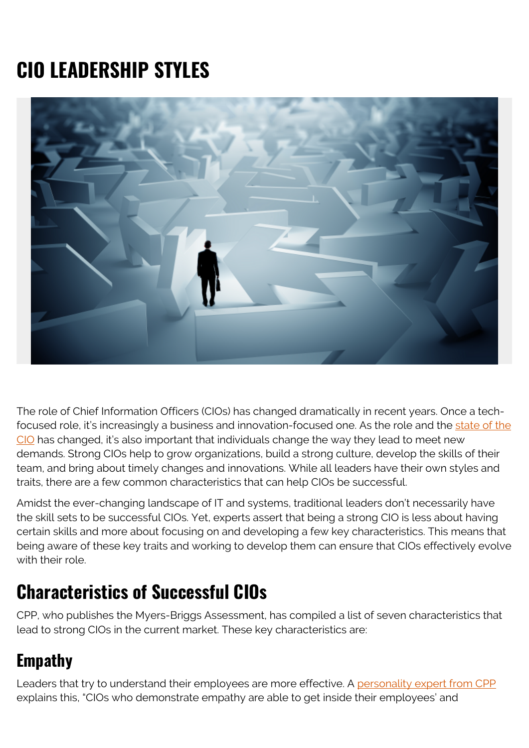# CIO LEADERSHIP STYLES

The role of Chief Information Officers (CIOs) has changed dramatically in recent years. Once a tech-focused role, it's increasingly a business and innovation-focused one. As the role and the state of the CIO has changed, it's also important that individuals change the way they lead to meet new demands. Strong CIOs help to grow organizations, build a strong culture, develop the skills of their team, and bring about timely changes and innovations. While all leaders have their own styles and traits, there are a few common characteristics that can help CIOs be successful.

Amidst the ever-changing landscape of IT and systems, traditional leaders don't necessarily have the skill sets to be successful CIOs. Yet, experts assert that being a strong CIO is less about having certain skills and more about focusing on and developing a few key characteristics. This means that being aware of these key traits and working to develop them can ensure that CIOs effectively evolve with their role.

## Characteristics of Successful CIOs

CPP, who publishes the Myers-Briggs Assessment, has compiled a list of seven characteristics that lead to strong CIOs in the current market. These key characteristics are:

### Empathy

Leaders that try to understand their employees are more effective. A personality expert from CPP explains this, "CIOs who demonstrate empathy are able to get inside their employees' and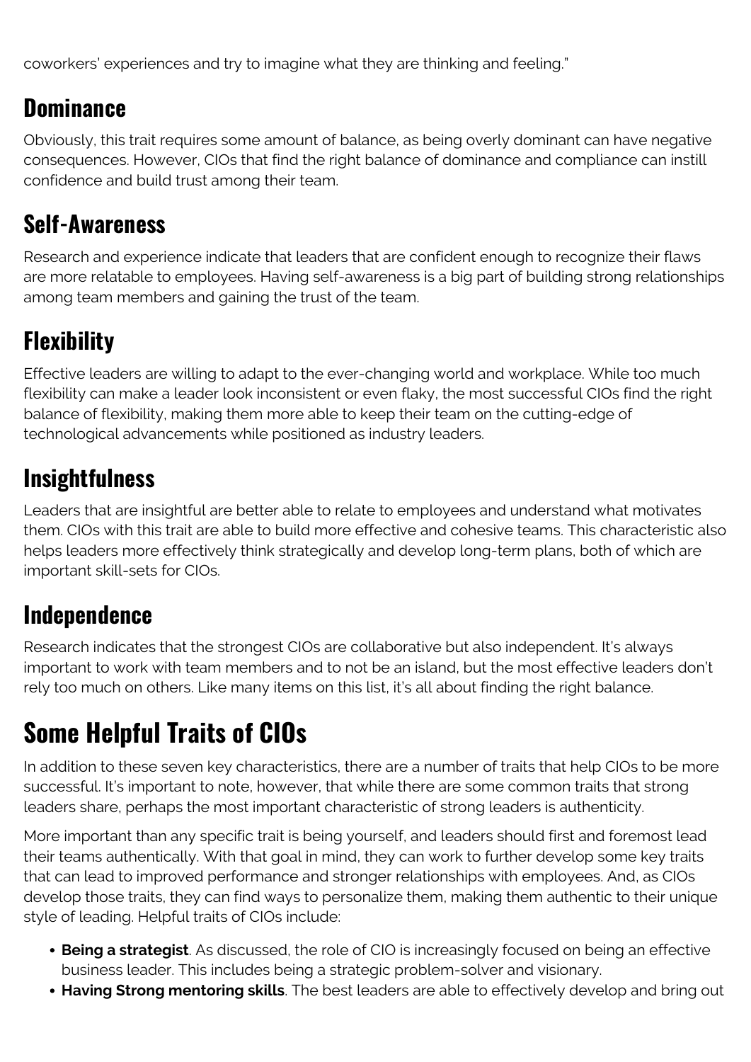coworkers' experiences and try to imagine what they are thinking and feeling."

## Dominance

Obviously, this trait requires some amount of balance, as being overly dominant can have negative consequences. However, CIOs that find the right balance of dominance and compliance can instill confidence and build trust among their team.

## Self-Awareness

Research and experience indicate that leaders that are confident enough to recognize their flaws are more relatable to employees. Having self-awareness is a big part of building strong relationships among team members and gaining the trust of the team.

## Flexibility

Effective leaders are willing to adapt to the ever-changing world and workplace. While too much flexibility can make a leader look inconsistent or even flaky, the most successful CIOs find the right balance of flexibility, making them more able to keep their team on the cutting-edge of technological advancements while positioned as industry leaders.

## Insightfulness

Leaders that are insightful are better able to relate to employees and understand what motivates them. CIOs with this trait are able to build more effective and cohesive teams. This characteristic also helps leaders more effectively think strategically and develop long-term plans, both of which are important skill-sets for CIOs.

## Independence

Research indicates that the strongest CIOs are collaborative but also independent. It's always important to work with team members and to not be an island, but the most effective leaders don't rely too much on others. Like many items on this list, it's all about finding the right balance.

# Some Helpful Traits of CIOs

In addition to these seven key characteristics, there are a number of traits that help CIOs to be more successful. It's important to note, however, that while there are some common traits that strong leaders share, perhaps the most important characteristic of strong leaders is authenticity.

More important than any specific trait is being yourself, and leaders should first and foremost lead their teams authentically. With that goal in mind, they can work to further develop some key traits that can lead to improved performance and stronger relationships with employees. And, as CIOs develop those traits, they can find ways to personalize them, making them authentic to their unique style of leading. Helpful traits of CIOs include:

- **Being a strategist**. As discussed, the role of CIO is increasingly focused on being an effective business leader. This includes being a strategic problem-solver and visionary.
- **Having Strong mentoring skills**. The best leaders are able to effectively develop and bring out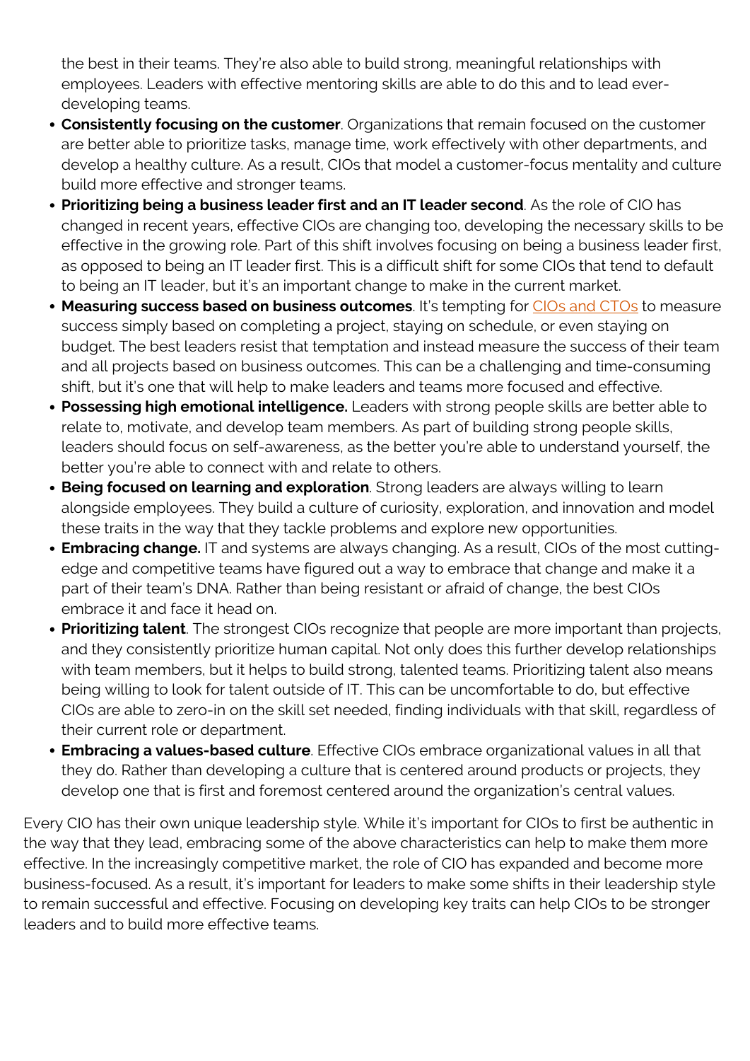the best in their teams. They're also able to build strong, meaningful relationships with employees. Leaders with effective mentoring skills are able to do this and to lead ever-developing teams.

- **Consistently focusing on the customer**. Organizations that remain focused on the customer are better able to prioritize tasks, manage time, work effectively with other departments, and develop a healthy culture. As a result, CIOs that model a customer-focus mentality and culture build more effective and stronger teams.
- **Prioritizing being a business leader first and an IT leader second**. As the role of CIO has changed in recent years, effective CIOs are changing too, developing the necessary skills to be effective in the growing role. Part of this shift involves focusing on being a business leader first, as opposed to being an IT leader first. This is a difficult shift for some CIOs that tend to default to being an IT leader, but it's an important change to make in the current market.
- **Measuring success based on business outcomes**. It's tempting for CIOs and CTOs to measure success simply based on completing a project, staying on schedule, or even staying on budget. The best leaders resist that temptation and instead measure the success of their team and all projects based on business outcomes. This can be a challenging and time-consuming shift, but it's one that will help to make leaders and teams more focused and effective.
- **Possessing high emotional intelligence.** Leaders with strong people skills are better able to relate to, motivate, and develop team members. As part of building strong people skills, leaders should focus on self-awareness, as the better you're able to understand yourself, the better you're able to connect with and relate to others.
- **Being focused on learning and exploration**. Strong leaders are always willing to learn alongside employees. They build a culture of curiosity, exploration, and innovation and model these traits in the way that they tackle problems and explore new opportunities.
- **Embracing change.** IT and systems are always changing. As a result, CIOs of the most cutting-edge and competitive teams have figured out a way to embrace that change and make it a part of their team's DNA. Rather than being resistant or afraid of change, the best CIOs embrace it and face it head on.
- **Prioritizing talent**. The strongest CIOs recognize that people are more important than projects, and they consistently prioritize human capital. Not only does this further develop relationships with team members, but it helps to build strong, talented teams. Prioritizing talent also means being willing to look for talent outside of IT. This can be uncomfortable to do, but effective CIOs are able to zero-in on the skill set needed, finding individuals with that skill, regardless of their current role or department.
- **Embracing a values-based culture**. Effective CIOs embrace organizational values in all that they do. Rather than developing a culture that is centered around products or projects, they develop one that is first and foremost centered around the organization's central values.

Every CIO has their own unique leadership style. While it's important for CIOs to first be authentic in the way that they lead, embracing some of the above characteristics can help to make them more effective. In the increasingly competitive market, the role of CIO has expanded and become more business-focused. As a result, it's important for leaders to make some shifts in their leadership style to remain successful and effective. Focusing on developing key traits can help CIOs to be stronger leaders and to build more effective teams.